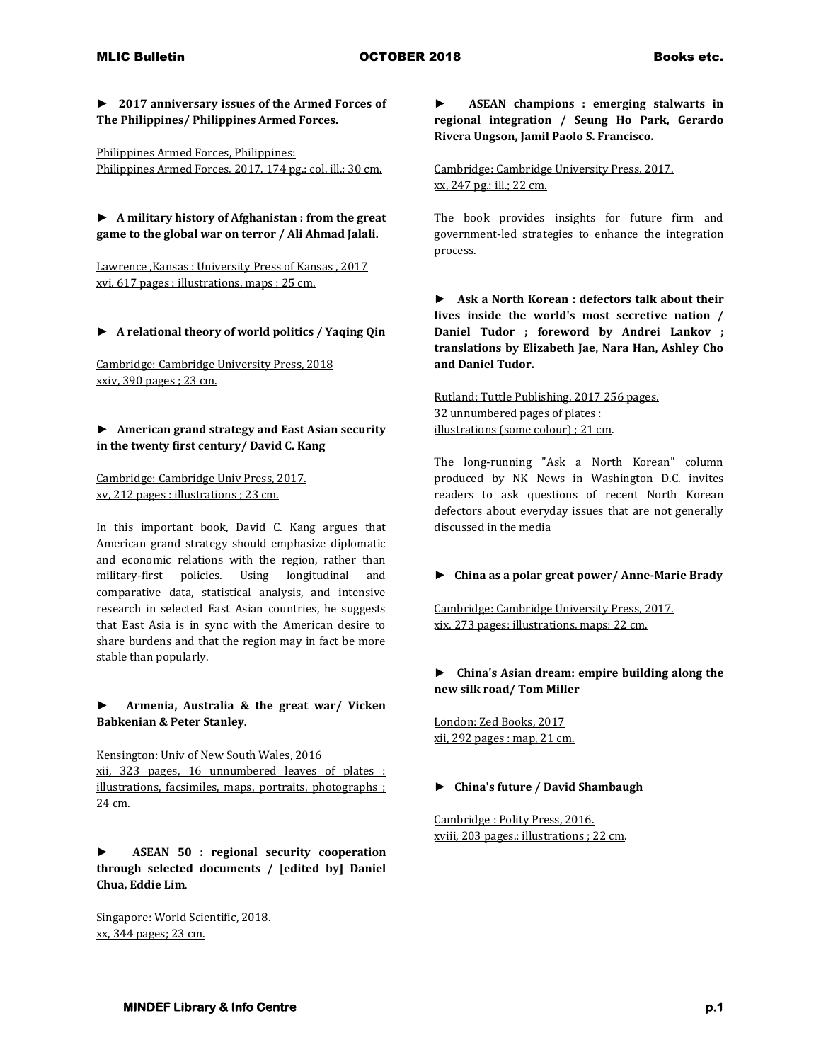► **2017 anniversary issues of the Armed Forces of The Philippines/ Philippines Armed Forces.**

Philippines Armed Forces, Philippines:
Philippines Armed Forces, 2017. 174 pg.: col. ill.; 30 cm.

► **A military history of Afghanistan : from the great game to the global war on terror / Ali Ahmad Jalali.**

Lawrence ,Kansas : University Press of Kansas , 2017
xvi, 617 pages : illustrations, maps ; 25 cm.

► **A relational theory of world politics / Yaqing Qin**

Cambridge: Cambridge University Press, 2018
xxiv, 390 pages ; 23 cm.

► **American grand strategy and East Asian security in the twenty first century/ David C. Kang**

Cambridge: Cambridge Univ Press, 2017.
xv, 212 pages : illustrations ; 23 cm.

In this important book, David C. Kang argues that American grand strategy should emphasize diplomatic and economic relations with the region, rather than military-first policies. Using longitudinal and comparative data, statistical analysis, and intensive research in selected East Asian countries, he suggests that East Asia is in sync with the American desire to share burdens and that the region may in fact be more stable than popularly.

► **Armenia, Australia & the great war/ Vicken Babkenian & Peter Stanley.**

Kensington: Univ of New South Wales, 2016
xii, 323 pages, 16 unnumbered leaves of plates : illustrations, facsimiles, maps, portraits, photographs ; 24 cm.

► **ASEAN 50 : regional security cooperation through selected documents / [edited by] Daniel Chua, Eddie Lim**.

Singapore: World Scientific, 2018.
xx, 344 pages; 23 cm.

► **ASEAN champions : emerging stalwarts in regional integration / Seung Ho Park, Gerardo Rivera Ungson, Jamil Paolo S. Francisco.**

Cambridge: Cambridge University Press, 2017.
xx, 247 pg.: ill.; 22 cm.

The book provides insights for future firm and government-led strategies to enhance the integration process.

► **Ask a North Korean : defectors talk about their lives inside the world's most secretive nation / Daniel Tudor ; foreword by Andrei Lankov ; translations by Elizabeth Jae, Nara Han, Ashley Cho and Daniel Tudor.**

Rutland: Tuttle Publishing, 2017 256 pages,
32 unnumbered pages of plates :
illustrations (some colour) ; 21 cm.

The long-running "Ask a North Korean" column produced by NK News in Washington D.C. invites readers to ask questions of recent North Korean defectors about everyday issues that are not generally discussed in the media

► **China as a polar great power/ Anne-Marie Brady**

Cambridge: Cambridge University Press, 2017.
xix, 273 pages: illustrations, maps; 22 cm.

► **China's Asian dream: empire building along the new silk road/ Tom Miller**

London: Zed Books, 2017
xii, 292 pages : map, 21 cm.

► **China's future / David Shambaugh**

Cambridge : Polity Press, 2016.
xviii, 203 pages.: illustrations ; 22 cm.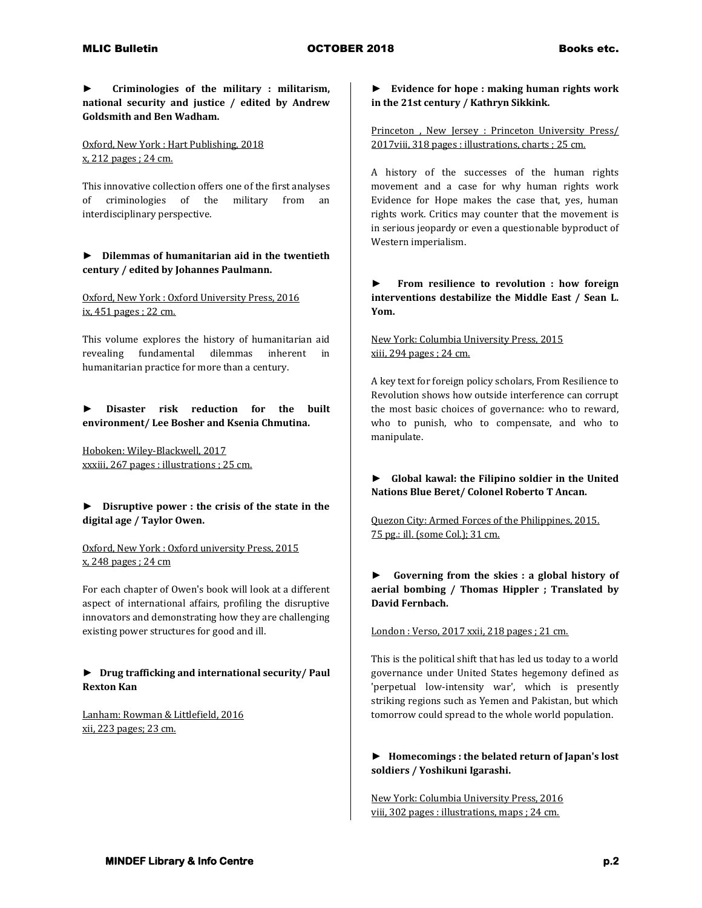► **Criminologies of the military : militarism, national security and justice / edited by Andrew Goldsmith and Ben Wadham.**

Oxford, New York : Hart Publishing, 2018
x, 212 pages ; 24 cm.

This innovative collection offers one of the first analyses of criminologies of the military from an interdisciplinary perspective.

► **Dilemmas of humanitarian aid in the twentieth century / edited by Johannes Paulmann.**

Oxford, New York : Oxford University Press, 2016
ix, 451 pages ; 22 cm.

This volume explores the history of humanitarian aid revealing fundamental dilemmas inherent in humanitarian practice for more than a century.

► **Disaster risk reduction for the built environment/ Lee Bosher and Ksenia Chmutina.**

Hoboken: Wiley-Blackwell, 2017
xxxiii, 267 pages : illustrations ; 25 cm.

► **Disruptive power : the crisis of the state in the digital age / Taylor Owen.**

Oxford, New York : Oxford university Press, 2015
x, 248 pages ; 24 cm

For each chapter of Owen's book will look at a different aspect of international affairs, profiling the disruptive innovators and demonstrating how they are challenging existing power structures for good and ill.

► **Drug trafficking and international security/ Paul Rexton Kan**

Lanham: Rowman & Littlefield, 2016
xii, 223 pages; 23 cm.

► **Evidence for hope : making human rights work in the 21st century / Kathryn Sikkink.**

Princeton , New Jersey : Princeton University Press/ 2017viii, 318 pages : illustrations, charts ; 25 cm.

A history of the successes of the human rights movement and a case for why human rights work Evidence for Hope makes the case that, yes, human rights work. Critics may counter that the movement is in serious jeopardy or even a questionable byproduct of Western imperialism.

► **From resilience to revolution : how foreign interventions destabilize the Middle East / Sean L. Yom.**

New York: Columbia University Press, 2015
xiii, 294 pages ; 24 cm.

A key text for foreign policy scholars, From Resilience to Revolution shows how outside interference can corrupt the most basic choices of governance: who to reward, who to punish, who to compensate, and who to manipulate.

► **Global kawal: the Filipino soldier in the United Nations Blue Beret/ Colonel Roberto T Ancan.**

Quezon City: Armed Forces of the Philippines, 2015.
75 pg.: ill. (some Col.); 31 cm.

► **Governing from the skies : a global history of aerial bombing / Thomas Hippler ; Translated by David Fernbach.**

London : Verso, 2017 xxii, 218 pages ; 21 cm.

This is the political shift that has led us today to a world governance under United States hegemony defined as 'perpetual low-intensity war', which is presently striking regions such as Yemen and Pakistan, but which tomorrow could spread to the whole world population.

► **Homecomings : the belated return of Japan's lost soldiers / Yoshikuni Igarashi.**

New York: Columbia University Press, 2016
viii, 302 pages : illustrations, maps ; 24 cm.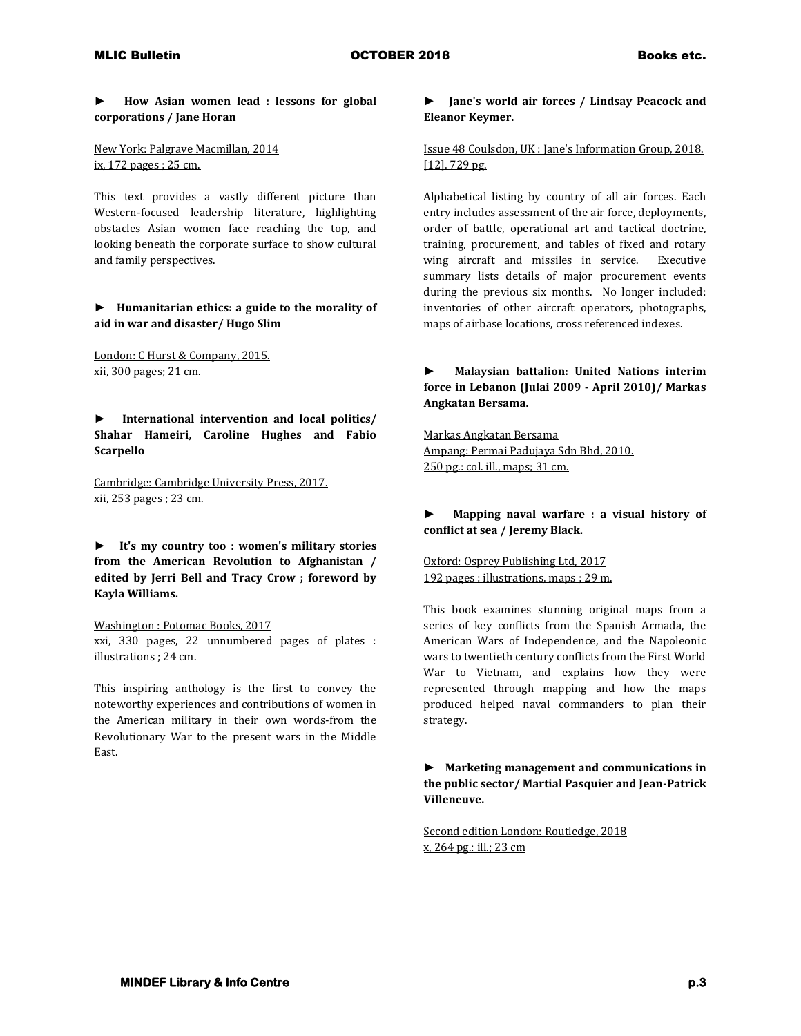► **How Asian women lead : lessons for global corporations / Jane Horan**

New York: Palgrave Macmillan, 2014
ix, 172 pages ; 25 cm.

This text provides a vastly different picture than Western-focused leadership literature, highlighting obstacles Asian women face reaching the top, and looking beneath the corporate surface to show cultural and family perspectives.

► **Humanitarian ethics: a guide to the morality of aid in war and disaster/ Hugo Slim**

London: C Hurst & Company, 2015.
xii, 300 pages; 21 cm.

► **International intervention and local politics/ Shahar Hameiri, Caroline Hughes and Fabio Scarpello**

Cambridge: Cambridge University Press, 2017.
xii, 253 pages ; 23 cm.

► **It's my country too : women's military stories from the American Revolution to Afghanistan / edited by Jerri Bell and Tracy Crow ; foreword by Kayla Williams.**

Washington : Potomac Books, 2017
xxi, 330 pages, 22 unnumbered pages of plates : illustrations ; 24 cm.

This inspiring anthology is the first to convey the noteworthy experiences and contributions of women in the American military in their own words-from the Revolutionary War to the present wars in the Middle East.

► **Jane's world air forces / Lindsay Peacock and Eleanor Keymer.**

Issue 48 Coulsdon, UK : Jane's Information Group, 2018.
[12], 729 pg.

Alphabetical listing by country of all air forces. Each entry includes assessment of the air force, deployments, order of battle, operational art and tactical doctrine, training, procurement, and tables of fixed and rotary wing aircraft and missiles in service. Executive summary lists details of major procurement events during the previous six months. No longer included: inventories of other aircraft operators, photographs, maps of airbase locations, cross referenced indexes.

► **Malaysian battalion: United Nations interim force in Lebanon (Julai 2009 - April 2010)/ Markas Angkatan Bersama.**

Markas Angkatan Bersama
Ampang: Permai Padujaya Sdn Bhd, 2010.
250 pg.: col. ill., maps; 31 cm.

► **Mapping naval warfare : a visual history of conflict at sea / Jeremy Black.**

Oxford: Osprey Publishing Ltd, 2017
192 pages : illustrations, maps ; 29 m.

This book examines stunning original maps from a series of key conflicts from the Spanish Armada, the American Wars of Independence, and the Napoleonic wars to twentieth century conflicts from the First World War to Vietnam, and explains how they were represented through mapping and how the maps produced helped naval commanders to plan their strategy.

► **Marketing management and communications in the public sector/ Martial Pasquier and Jean-Patrick Villeneuve.**

Second edition London: Routledge, 2018
x, 264 pg.: ill.; 23 cm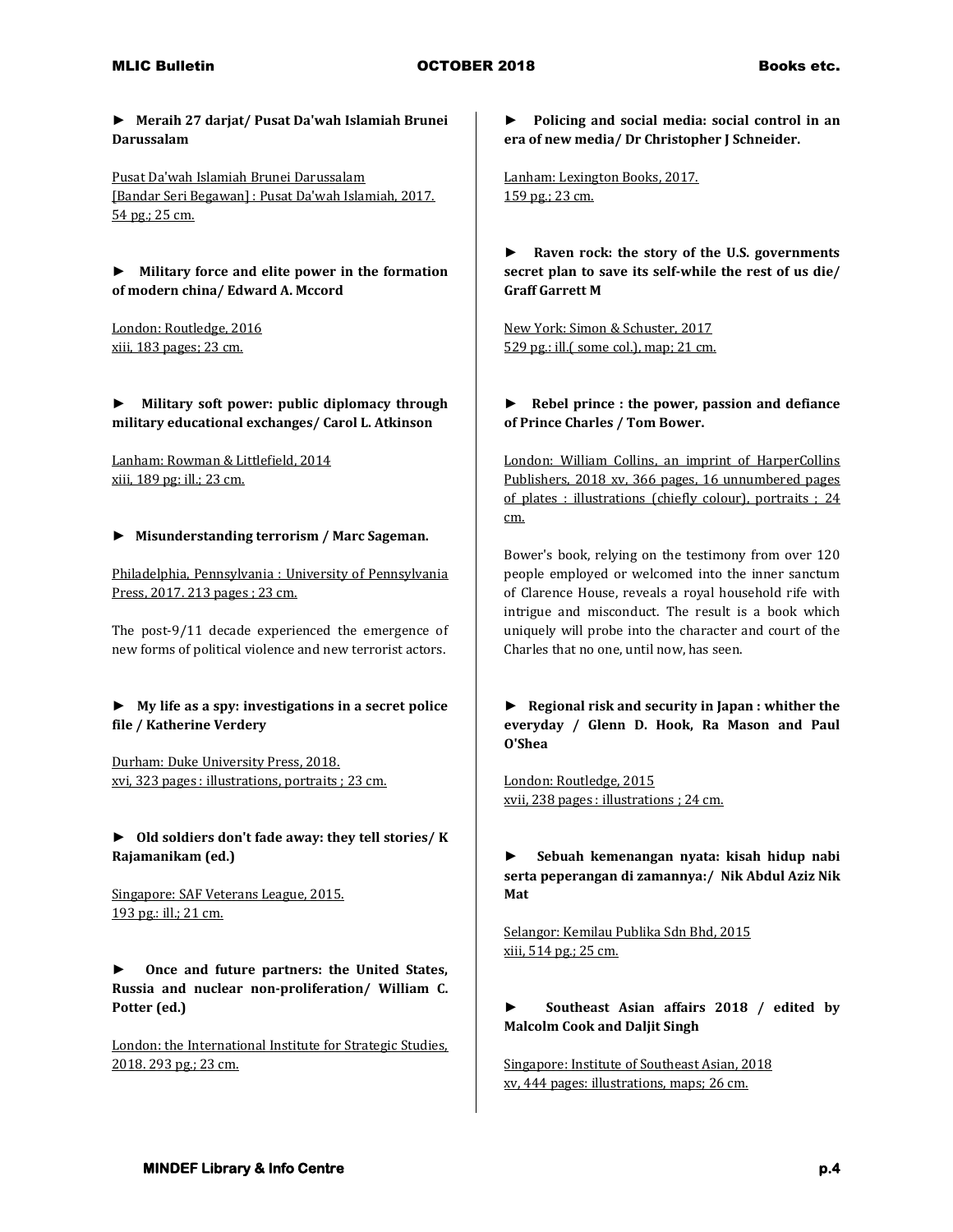► **Meraih 27 darjat/ Pusat Da'wah Islamiah Brunei Darussalam**

Pusat Da'wah Islamiah Brunei Darussalam
[Bandar Seri Begawan] : Pusat Da'wah Islamiah, 2017.
54 pg.; 25 cm.

► **Military force and elite power in the formation of modern china/ Edward A. Mccord**

London: Routledge, 2016
xiii, 183 pages; 23 cm.

► **Military soft power: public diplomacy through military educational exchanges/ Carol L. Atkinson**

Lanham: Rowman & Littlefield, 2014
xiii, 189 pg: ill.; 23 cm.

► **Misunderstanding terrorism / Marc Sageman.**

Philadelphia, Pennsylvania : University of Pennsylvania Press, 2017. 213 pages ; 23 cm.

The post-9/11 decade experienced the emergence of new forms of political violence and new terrorist actors.

► **My life as a spy: investigations in a secret police file / Katherine Verdery**

Durham: Duke University Press, 2018.
xvi, 323 pages : illustrations, portraits ; 23 cm.

► **Old soldiers don't fade away: they tell stories/ K Rajamanikam (ed.)**

Singapore: SAF Veterans League, 2015.
193 pg.: ill.; 21 cm.

► **Once and future partners: the United States, Russia and nuclear non-proliferation/ William C. Potter (ed.)**

London: the International Institute for Strategic Studies, 2018. 293 pg.; 23 cm.

► **Policing and social media: social control in an era of new media/ Dr Christopher J Schneider.**

Lanham: Lexington Books, 2017.
159 pg.; 23 cm.

► **Raven rock: the story of the U.S. governments secret plan to save its self-while the rest of us die/ Graff Garrett M**

New York: Simon & Schuster, 2017
529 pg.: ill.( some col.), map; 21 cm.

► **Rebel prince : the power, passion and defiance of Prince Charles / Tom Bower.**

London: William Collins, an imprint of HarperCollins Publishers, 2018 xv, 366 pages, 16 unnumbered pages of plates : illustrations (chiefly colour), portraits ; 24 cm.

Bower's book, relying on the testimony from over 120 people employed or welcomed into the inner sanctum of Clarence House, reveals a royal household rife with intrigue and misconduct. The result is a book which uniquely will probe into the character and court of the Charles that no one, until now, has seen.

► **Regional risk and security in Japan : whither the everyday / Glenn D. Hook, Ra Mason and Paul O'Shea**

London: Routledge, 2015
xvii, 238 pages : illustrations ; 24 cm.

► **Sebuah kemenangan nyata: kisah hidup nabi serta peperangan di zamannya:/ Nik Abdul Aziz Nik Mat**

Selangor: Kemilau Publika Sdn Bhd, 2015
xiii, 514 pg.; 25 cm.

► **Southeast Asian affairs 2018 / edited by Malcolm Cook and Daljit Singh**

Singapore: Institute of Southeast Asian, 2018
xv, 444 pages: illustrations, maps; 26 cm.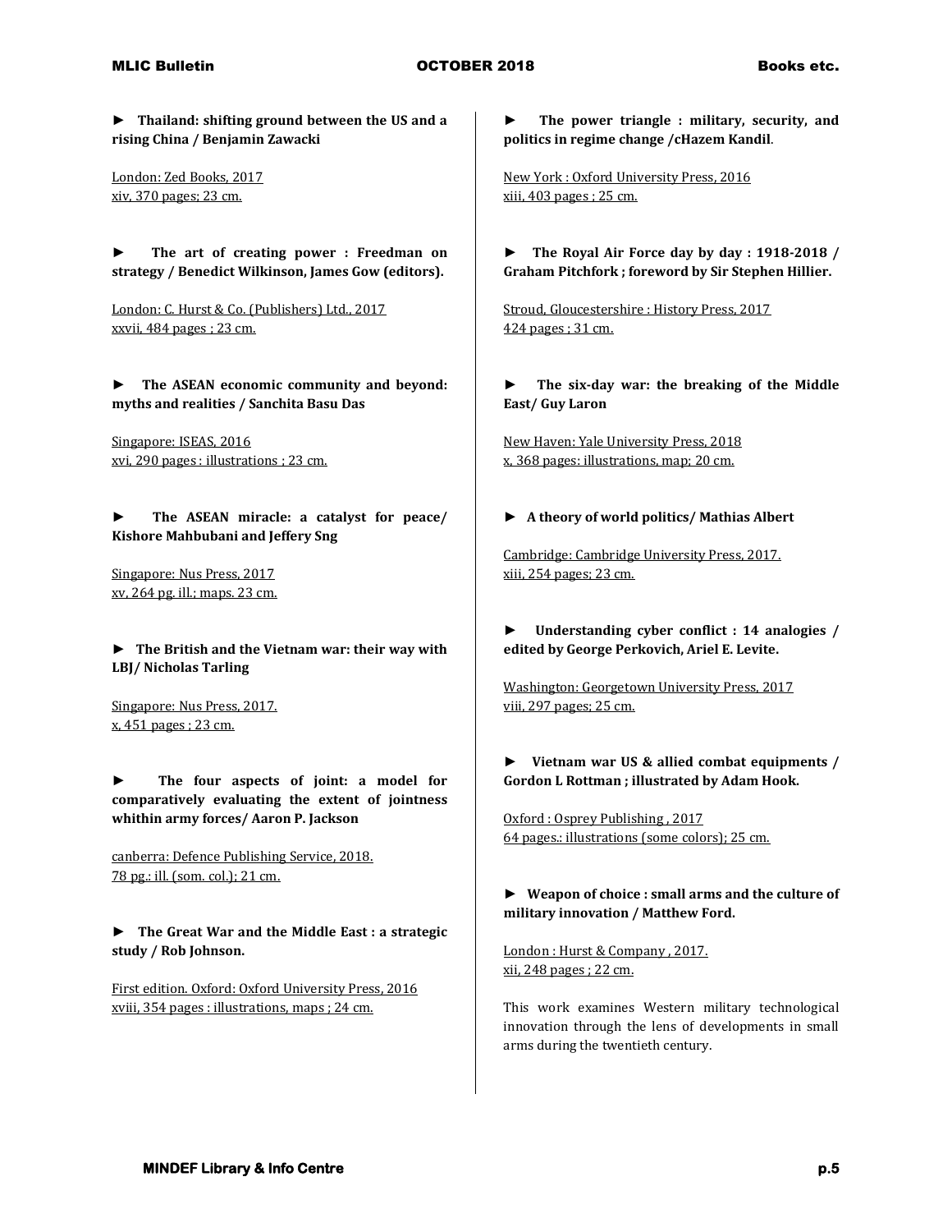► **Thailand: shifting ground between the US and a rising China / Benjamin Zawacki**

London: Zed Books, 2017
xiv, 370 pages; 23 cm.

► **The art of creating power : Freedman on strategy / Benedict Wilkinson, James Gow (editors).**

London: C. Hurst & Co. (Publishers) Ltd., 2017
xxvii, 484 pages ; 23 cm.

► **The ASEAN economic community and beyond: myths and realities / Sanchita Basu Das**

Singapore: ISEAS, 2016
xvi, 290 pages : illustrations ; 23 cm.

► **The ASEAN miracle: a catalyst for peace/ Kishore Mahbubani and Jeffery Sng**

Singapore: Nus Press, 2017
xv, 264 pg. ill.; maps. 23 cm.

► **The British and the Vietnam war: their way with LBJ/ Nicholas Tarling**

Singapore: Nus Press, 2017.
x, 451 pages ; 23 cm.

► **The four aspects of joint: a model for comparatively evaluating the extent of jointness whithin army forces/ Aaron P. Jackson**

canberra: Defence Publishing Service, 2018.
78 pg.: ill. (som. col.); 21 cm.

► **The Great War and the Middle East : a strategic study / Rob Johnson.**

First edition. Oxford: Oxford University Press, 2016
xviii, 354 pages : illustrations, maps ; 24 cm.

► **The power triangle : military, security, and politics in regime change /cHazem Kandil**.

New York : Oxford University Press, 2016
xiii, 403 pages ; 25 cm.

► **The Royal Air Force day by day : 1918-2018 / Graham Pitchfork ; foreword by Sir Stephen Hillier.**

Stroud, Gloucestershire : History Press, 2017
424 pages ; 31 cm.

► **The six-day war: the breaking of the Middle East/ Guy Laron**

New Haven: Yale University Press, 2018
x, 368 pages: illustrations, map; 20 cm.

► **A theory of world politics/ Mathias Albert**

Cambridge: Cambridge University Press, 2017.
xiii, 254 pages; 23 cm.

► **Understanding cyber conflict : 14 analogies / edited by George Perkovich, Ariel E. Levite.**

Washington: Georgetown University Press, 2017
viii, 297 pages; 25 cm.

► **Vietnam war US & allied combat equipments / Gordon L Rottman ; illustrated by Adam Hook.**

Oxford : Osprey Publishing , 2017
64 pages.: illustrations (some colors); 25 cm.

► **Weapon of choice : small arms and the culture of military innovation / Matthew Ford.**

London : Hurst & Company , 2017.
xii, 248 pages ; 22 cm.

This work examines Western military technological innovation through the lens of developments in small arms during the twentieth century.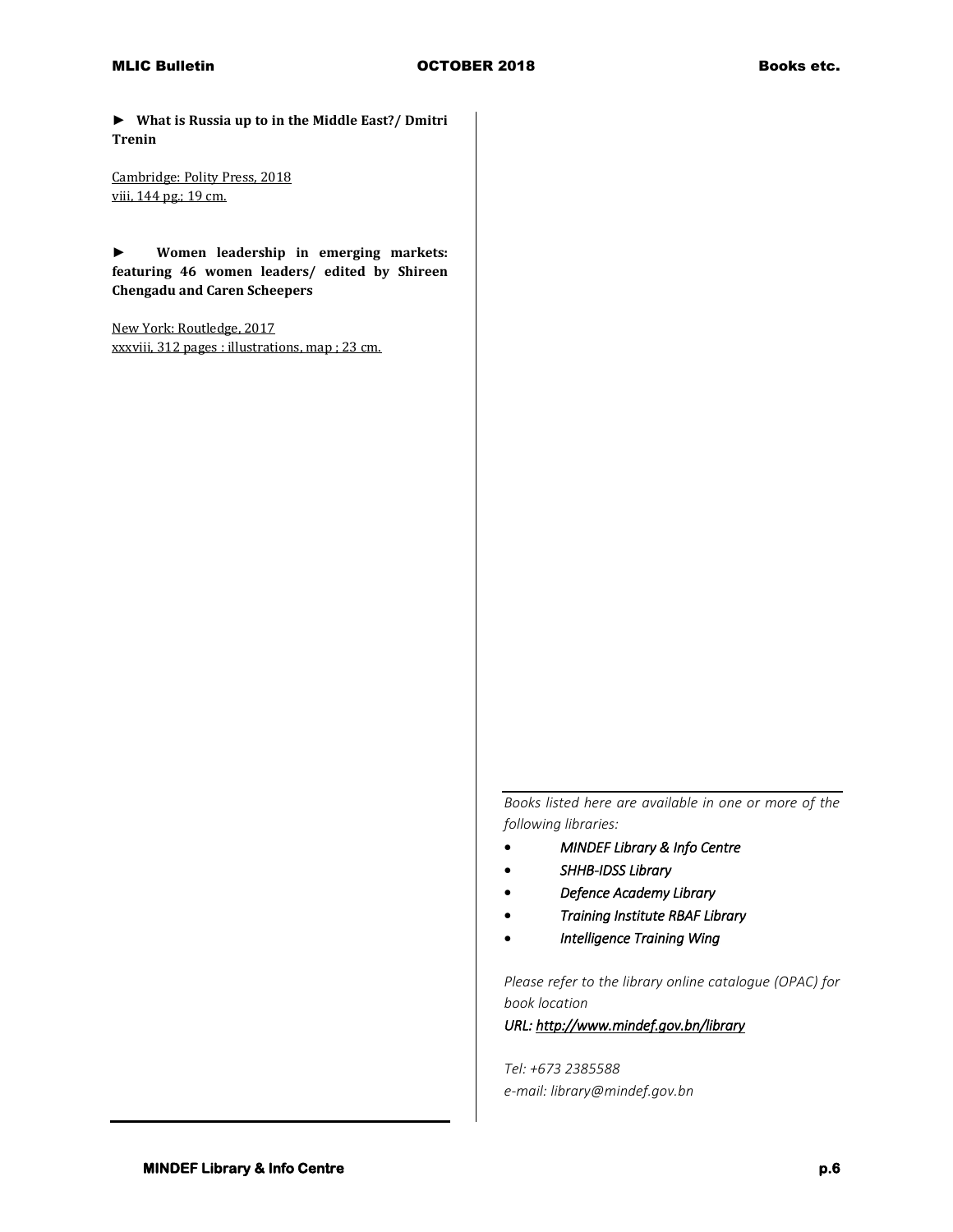► **What is Russia up to in the Middle East?/ Dmitri Trenin**

Cambridge: Polity Press, 2018
viii, 144 pg.; 19 cm.

► **Women leadership in emerging markets: featuring 46 women leaders/ edited by Shireen Chengadu and Caren Scheepers**

New York: Routledge, 2017
xxxviii, 312 pages : illustrations, map ; 23 cm.

---

*Books listed here are available in one or more of the following libraries:*

- *MINDEF Library & Info Centre*
- *SHHB-IDSS Library*
- *Defence Academy Library*
- *Training Institute RBAF Library*
- *Intelligence Training Wing*

*Please refer to the library online catalogue (OPAC) for book location*
*URL: http://www.mindef.gov.bn/library*

*Tel: +673 2385588*
*e-mail: library@mindef.gov.bn*